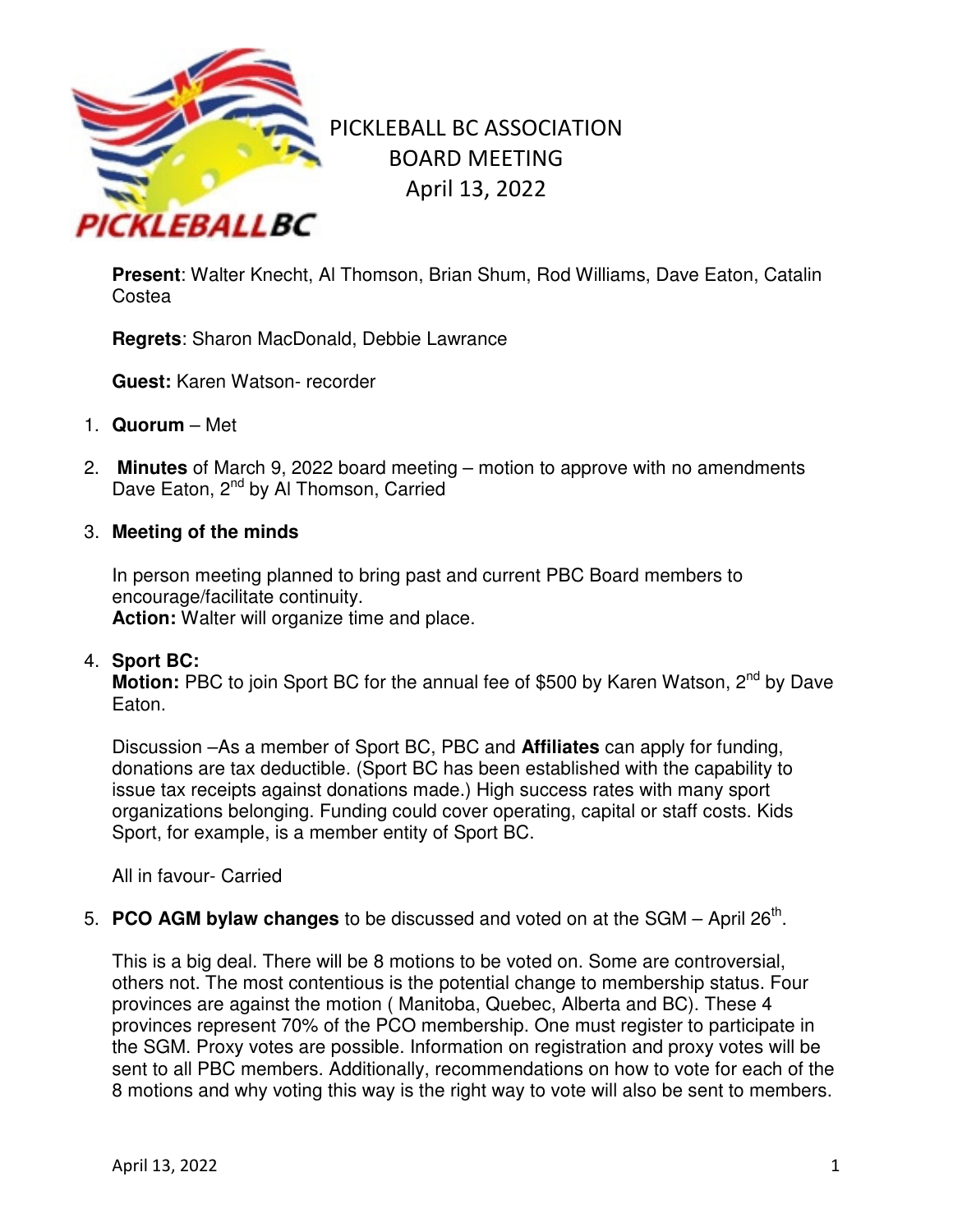# PICKLEBALL BC ASSOCIATION
## BOARD MEETING
## April 13, 2022

**Present**: Walter Knecht, Al Thomson, Brian Shum, Rod Williams, Dave Eaton, Catalin Costea

**Regrets**: Sharon MacDonald, Debbie Lawrance

**Guest:** Karen Watson- recorder

1. **Quorum** – Met

2. **Minutes** of March 9, 2022 board meeting – motion to approve with no amendments Dave Eaton, 2nd by Al Thomson, Carried

3. **Meeting of the minds**

   In person meeting planned to bring past and current PBC Board members to encourage/facilitate continuity.
   **Action:** Walter will organize time and place.

4. **Sport BC:**
   **Motion:** PBC to join Sport BC for the annual fee of $500 by Karen Watson, 2nd by Dave Eaton.

   Discussion –As a member of Sport BC, PBC and **Affiliates** can apply for funding, donations are tax deductible. (Sport BC has been established with the capability to issue tax receipts against donations made.) High success rates with many sport organizations belonging. Funding could cover operating, capital or staff costs. Kids Sport, for example, is a member entity of Sport BC.

   All in favour- Carried

5. **PCO AGM bylaw changes** to be discussed and voted on at the SGM – April 26th.

   This is a big deal. There will be 8 motions to be voted on. Some are controversial, others not. The most contentious is the potential change to membership status. Four provinces are against the motion ( Manitoba, Quebec, Alberta and BC). These 4 provinces represent 70% of the PCO membership. One must register to participate in the SGM. Proxy votes are possible. Information on registration and proxy votes will be sent to all PBC members. Additionally, recommendations on how to vote for each of the 8 motions and why voting this way is the right way to vote will also be sent to members.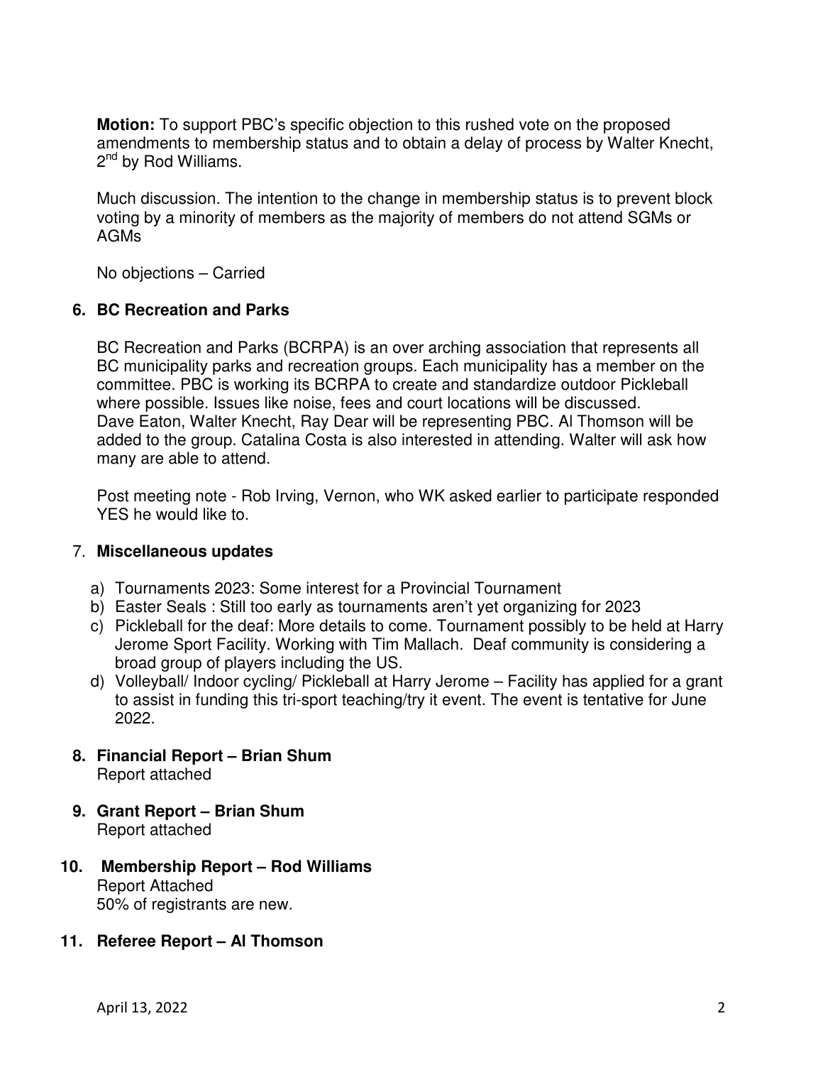**Motion:** To support PBC's specific objection to this rushed vote on the proposed amendments to membership status and to obtain a delay of process by Walter Knecht, 2nd by Rod Williams.

Much discussion. The intention to the change in membership status is to prevent block voting by a minority of members as the majority of members do not attend SGMs or AGMs

No objections – Carried

**6. BC Recreation and Parks**

BC Recreation and Parks (BCRPA) is an over arching association that represents all BC municipality parks and recreation groups. Each municipality has a member on the committee. PBC is working its BCRPA to create and standardize outdoor Pickleball where possible. Issues like noise, fees and court locations will be discussed. Dave Eaton, Walter Knecht, Ray Dear will be representing PBC. Al Thomson will be added to the group. Catalina Costa is also interested in attending. Walter will ask how many are able to attend.

Post meeting note - Rob Irving, Vernon, who WK asked earlier to participate responded YES he would like to.

7. **Miscellaneous updates**

a) Tournaments 2023: Some interest for a Provincial Tournament
b) Easter Seals : Still too early as tournaments aren't yet organizing for 2023
c) Pickleball for the deaf: More details to come. Tournament possibly to be held at Harry Jerome Sport Facility. Working with Tim Mallach. Deaf community is considering a broad group of players including the US.
d) Volleyball/ Indoor cycling/ Pickleball at Harry Jerome – Facility has applied for a grant to assist in funding this tri-sport teaching/try it event. The event is tentative for June 2022.

**8. Financial Report – Brian Shum**
Report attached

**9. Grant Report – Brian Shum**
Report attached

**10. Membership Report – Rod Williams**
Report Attached
50% of registrants are new.

**11. Referee Report – Al Thomson**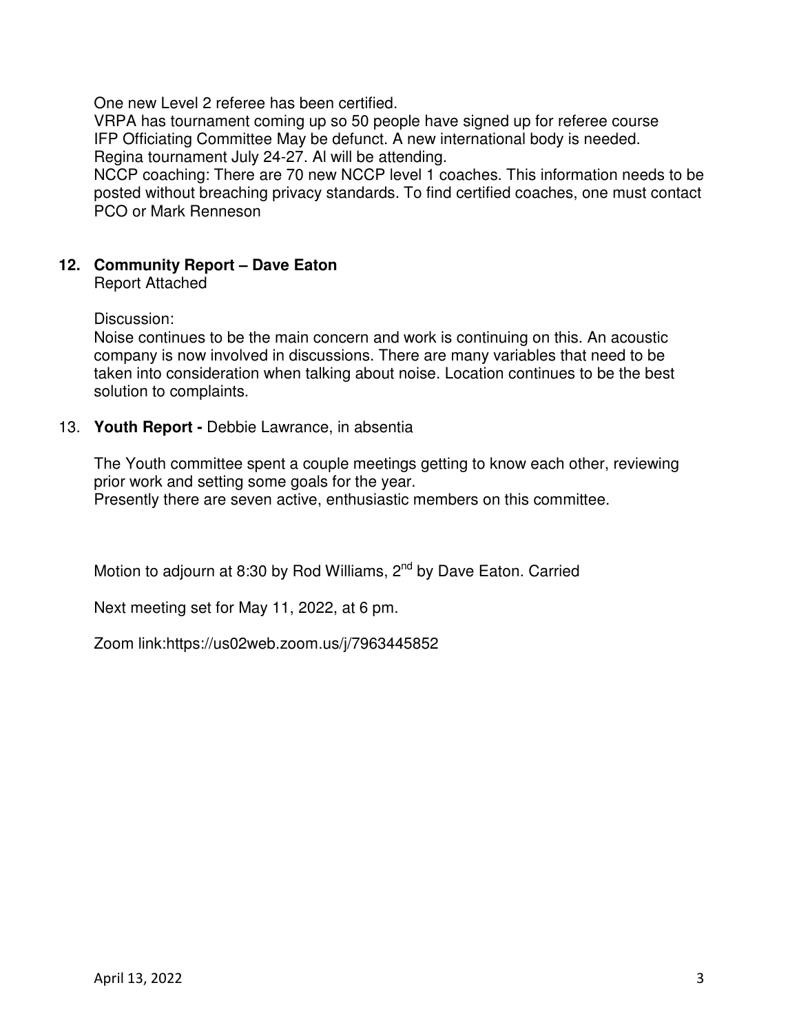One new Level 2 referee has been certified.
VRPA has tournament coming up so 50 people have signed up for referee course
IFP Officiating Committee May be defunct. A new international body is needed.
Regina tournament July 24-27. Al will be attending.
NCCP coaching: There are 70 new NCCP level 1 coaches. This information needs to be posted without breaching privacy standards. To find certified coaches, one must contact PCO or Mark Renneson

**12. Community Report – Dave Eaton**

Report Attached

Discussion:
Noise continues to be the main concern and work is continuing on this. An acoustic company is now involved in discussions. There are many variables that need to be taken into consideration when talking about noise. Location continues to be the best solution to complaints.

13. **Youth Report -** Debbie Lawrance, in absentia

The Youth committee spent a couple meetings getting to know each other, reviewing prior work and setting some goals for the year.
Presently there are seven active, enthusiastic members on this committee.

Motion to adjourn at 8:30 by Rod Williams, 2nd by Dave Eaton. Carried

Next meeting set for May 11, 2022, at 6 pm.

Zoom link:https://us02web.zoom.us/j/7963445852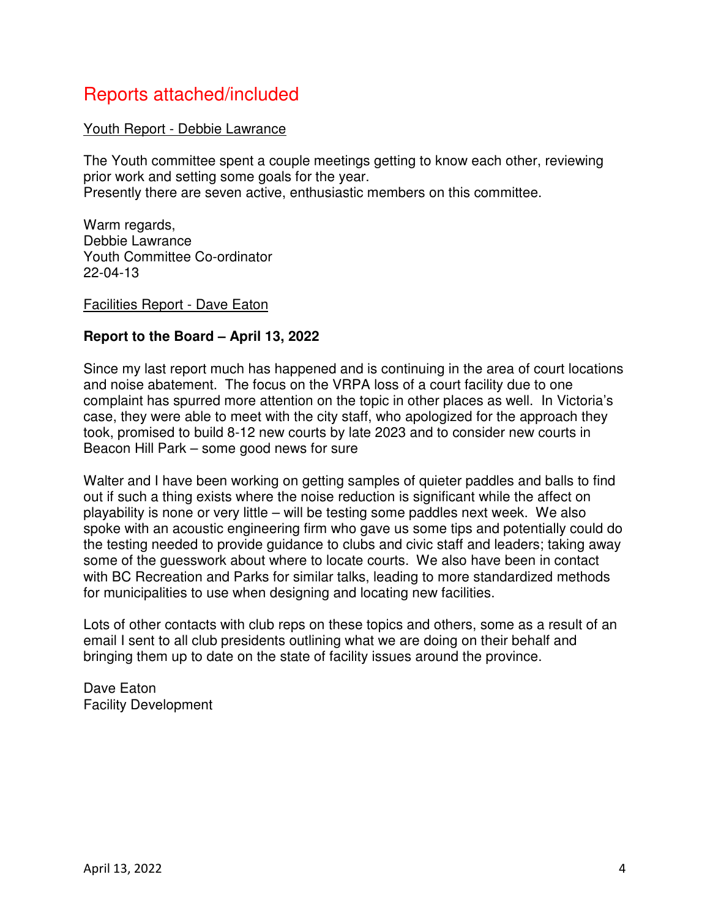## Reports attached/included

<u>Youth Report - Debbie Lawrance</u>

The Youth committee spent a couple meetings getting to know each other, reviewing prior work and setting some goals for the year.
Presently there are seven active, enthusiastic members on this committee.

Warm regards,
Debbie Lawrance
Youth Committee Co-ordinator
22-04-13

<u>Facilities Report - Dave Eaton</u>

**Report to the Board – April 13, 2022**

Since my last report much has happened and is continuing in the area of court locations and noise abatement. The focus on the VRPA loss of a court facility due to one complaint has spurred more attention on the topic in other places as well. In Victoria's case, they were able to meet with the city staff, who apologized for the approach they took, promised to build 8-12 new courts by late 2023 and to consider new courts in Beacon Hill Park – some good news for sure

Walter and I have been working on getting samples of quieter paddles and balls to find out if such a thing exists where the noise reduction is significant while the affect on playability is none or very little – will be testing some paddles next week. We also spoke with an acoustic engineering firm who gave us some tips and potentially could do the testing needed to provide guidance to clubs and civic staff and leaders; taking away some of the guesswork about where to locate courts. We also have been in contact with BC Recreation and Parks for similar talks, leading to more standardized methods for municipalities to use when designing and locating new facilities.

Lots of other contacts with club reps on these topics and others, some as a result of an email I sent to all club presidents outlining what we are doing on their behalf and bringing them up to date on the state of facility issues around the province.

Dave Eaton
Facility Development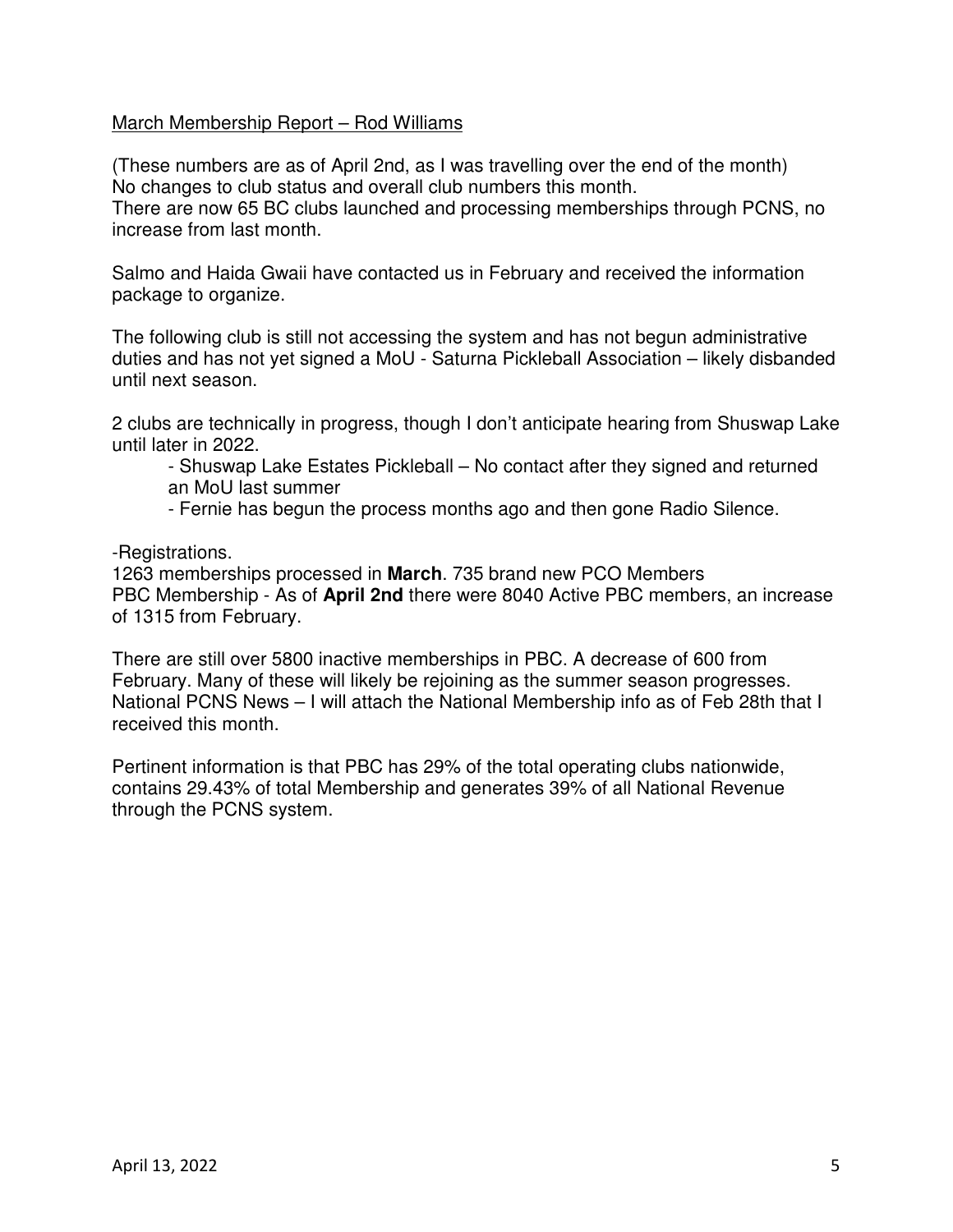<u>March Membership Report – Rod Williams</u>

(These numbers are as of April 2nd, as I was travelling over the end of the month)
No changes to club status and overall club numbers this month.
There are now 65 BC clubs launched and processing memberships through PCNS, no increase from last month.

Salmo and Haida Gwaii have contacted us in February and received the information package to organize.

The following club is still not accessing the system and has not begun administrative duties and has not yet signed a MoU - Saturna Pickleball Association – likely disbanded until next season.

2 clubs are technically in progress, though I don't anticipate hearing from Shuswap Lake until later in 2022.

- Shuswap Lake Estates Pickleball – No contact after they signed and returned an MoU last summer
- Fernie has begun the process months ago and then gone Radio Silence.

-Registrations.
1263 memberships processed in **March**. 735 brand new PCO Members
PBC Membership - As of **April 2nd** there were 8040 Active PBC members, an increase of 1315 from February.

There are still over 5800 inactive memberships in PBC. A decrease of 600 from February. Many of these will likely be rejoining as the summer season progresses.
National PCNS News – I will attach the National Membership info as of Feb 28th that I received this month.

Pertinent information is that PBC has 29% of the total operating clubs nationwide, contains 29.43% of total Membership and generates 39% of all National Revenue through the PCNS system.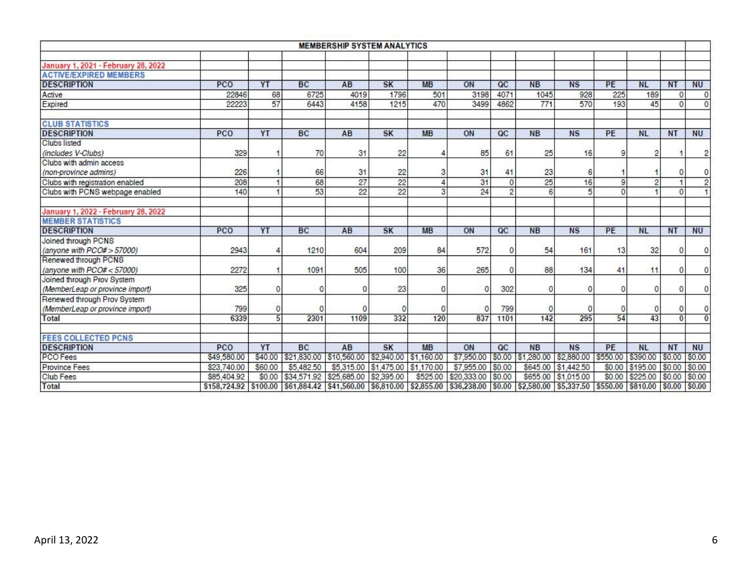# MEMBERSHIP SYSTEM ANALYTICS

**January 1, 2021 - February 28, 2022**

## ACTIVE/EXPIRED MEMBERS

| DESCRIPTION | PCO | YT | BC | AB | SK | MB | ON | QC | NB | NS | PE | NL | NT | NU |
|---|---|---|---|---|---|---|---|---|---|---|---|---|---|---|
| Active | 22846 | 68 | 6725 | 4019 | 1796 | 501 | 3198 | 4071 | 1045 | 928 | 225 | 189 | 0 | 0 |
| Expired | 22223 | 57 | 6443 | 4158 | 1215 | 470 | 3499 | 4862 | 771 | 570 | 193 | 45 | 0 | 0 |

## CLUB STATISTICS

| DESCRIPTION | PCO | YT | BC | AB | SK | MB | ON | QC | NB | NS | PE | NL | NT | NU |
|---|---|---|---|---|---|---|---|---|---|---|---|---|---|---|
| Clubs listed *(includes V-Clubs)* | 329 | 1 | 70 | 31 | 22 | 4 | 85 | 61 | 25 | 16 | 9 | 2 | 1 | 2 |
| Clubs with admin access *(non-province admins)* | 226 | 1 | 66 | 31 | 22 | 3 | 31 | 41 | 23 | 6 | 1 | 1 | 0 | 0 |
| Clubs with registration enabled | 208 | 1 | 68 | 27 | 22 | 4 | 31 | 0 | 25 | 16 | 9 | 2 | 1 | 2 |
| Clubs with PCNS webpage enabled | 140 | 1 | 53 | 22 | 22 | 3 | 24 | 2 | 6 | 5 | 0 | 1 | 0 | 1 |

**January 1, 2022 - February 28, 2022**

## MEMBER STATISTICS

| DESCRIPTION | PCO | YT | BC | AB | SK | MB | ON | QC | NB | NS | PE | NL | NT | NU |
|---|---|---|---|---|---|---|---|---|---|---|---|---|---|---|
| Joined through PCNS *(anyone with PCO# > 57000)* | 2943 | 4 | 1210 | 604 | 209 | 84 | 572 | 0 | 54 | 161 | 13 | 32 | 0 | 0 |
| Renewed through PCNS *(anyone with PCO# < 57000)* | 2272 | 1 | 1091 | 505 | 100 | 36 | 265 | 0 | 88 | 134 | 41 | 11 | 0 | 0 |
| Joined through Prov System *(MemberLeap or province import)* | 325 | 0 | 0 | 0 | 23 | 0 | 0 | 302 | 0 | 0 | 0 | 0 | 0 | 0 |
| Renewed through Prov System *(MemberLeap or province import)* | 799 | 0 | 0 | 0 | 0 | 0 | 0 | 799 | 0 | 0 | 0 | 0 | 0 | 0 |
| Total | 6339 | 5 | 2301 | 1109 | 332 | 120 | 837 | 1101 | 142 | 295 | 54 | 43 | 0 | 0 |

## FEES COLLECTED PCNS

| DESCRIPTION | PCO | YT | BC | AB | SK | MB | ON | QC | NB | NS | PE | NL | NT | NU |
|---|---|---|---|---|---|---|---|---|---|---|---|---|---|---|
| PCO Fees | $49,580.00 | $40.00 | $21,830.00 | $10,560.00 | $2,940.00 | $1,160.00 | $7,950.00 | $0.00 | $1,280.00 | $2,880.00 | $550.00 | $390.00 | $0.00 | $0.00 |
| Province Fees | $23,740.00 | $60.00 | $5,482.50 | $5,315.00 | $1,475.00 | $1,170.00 | $7,955.00 | $0.00 | $645.00 | $1,442.50 | $0.00 | $195.00 | $0.00 | $0.00 |
| Club Fees | $85,404.92 | $0.00 | $34,571.92 | $25,685.00 | $2,395.00 | $525.00 | $20,333.00 | $0.00 | $655.00 | $1,015.00 | $0.00 | $225.00 | $0.00 | $0.00 |
| Total | $158,724.92 | $100.00 | $61,884.42 | $41,560.00 | $6,810.00 | $2,855.00 | $36,238.00 | $0.00 | $2,580.00 | $5,337.50 | $550.00 | $810.00 | $0.00 | $0.00 |

April 13, 2022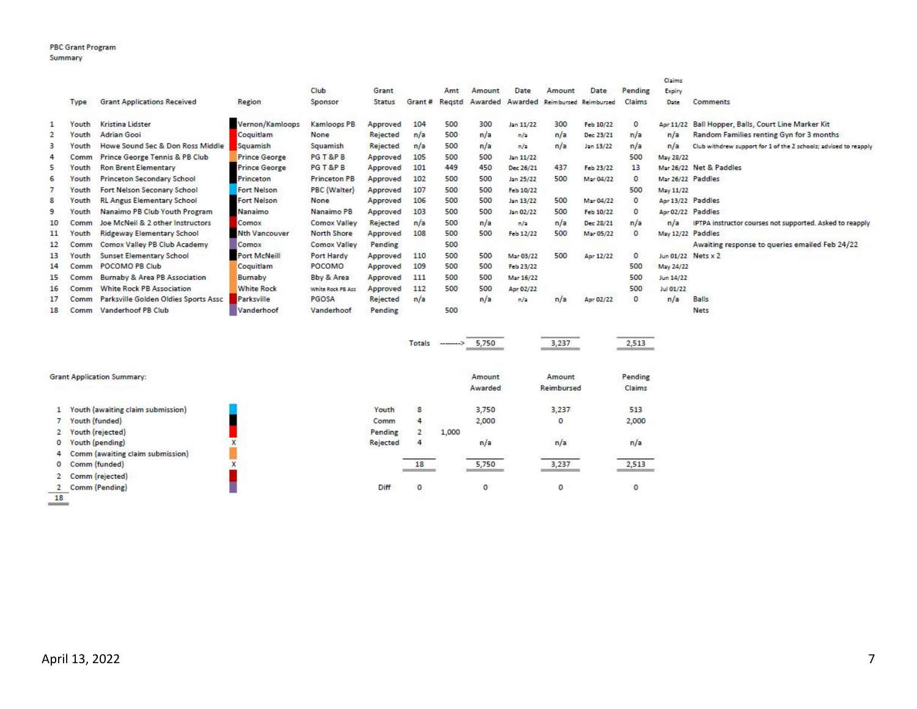PBC Grant Program
Summary

| | Type | Grant Applications Received | Region | Club Sponsor | Grant Status | Grant # | Amt Reqstd | Amount Awarded | Date Awarded | Amount Reimbursed | Date Reimbursed | Pending Claims | Claims Expiry Date | Comments |
|---|---|---|---|---|---|---|---|---|---|---|---|---|---|---|
| 1 | Youth | Kristina Lidster | Vernon/Kamloops | Kamloops PB | Approved | 104 | 500 | 300 | Jan 11/22 | 300 | Feb 10/22 | 0 | Apr 11/22 | Ball Hopper, Balls, Court Line Marker Kit |
| 2 | Youth | Adrian Gooi | Coquitlam | None | Rejected | n/a | 500 | n/a | n/a | n/a | Dec 23/21 | n/a | n/a | Random Families renting Gyn for 3 months |
| 3 | Youth | Howe Sound Sec & Don Ross Middle | Squamish | Squamish | Rejected | n/a | 500 | n/a | n/a | n/a | Jan 13/22 | n/a | n/a | Club withdrew support for 1 of the 2 schools; advised to reapply |
| 4 | Comm | Prince George Tennis & PB Club | Prince George | PG T &P B | Approved | 105 | 500 | 500 | Jan 11/22 | | | 500 | May 28/22 | |
| 5 | Youth | Ron Brent Elementary | Prince George | PG T &P B | Approved | 101 | 449 | 450 | Dec 26/21 | 437 | Feb 23/22 | 13 | Mar 26/22 | Net & Paddles |
| 6 | Youth | Princeton Secondary School | Princeton | Princeton PB | Approved | 102 | 500 | 500 | Jan 25/22 | 500 | Mar 04/22 | 0 | Mar 26/22 | Paddles |
| 7 | Youth | Fort Nelson Seconary School | Fort Nelson | PBC (Walter) | Approved | 107 | 500 | 500 | Feb 10/22 | | | 500 | May 11/22 | |
| 8 | Youth | RL Angus Elementary School | Fort Nelson | None | Approved | 106 | 500 | 500 | Jan 13/22 | 500 | Mar 04/22 | 0 | Apr 13/22 | Paddles |
| 9 | Youth | Nanaimo PB Club Youth Program | Nanaimo | Nanaimo PB | Approved | 103 | 500 | 500 | Jan 02/22 | 500 | Feb 10/22 | 0 | Apr 02/22 | Paddles |
| 10 | Comm | Joe McNeil & 2 other Instructors | Comox | Comox Valley | Rejected | n/a | 500 | n/a | n/a | n/a | Dec 28/21 | n/a | n/a | IPTPA instructor courses not supported. Asked to reapply |
| 11 | Youth | Ridgeway Elementary School | Nth Vancouver | North Shore | Approved | 108 | 500 | 500 | Feb 12/22 | 500 | Mar 05/22 | 0 | May 12/22 | Paddles |
| 12 | Comm | Comox Valley PB Club Academy | Comox | Comox Valley | Pending | | 500 | | | | | | | Awaiting response to queries emailed Feb 24/22 |
| 13 | Youth | Sunset Elementary School | Port McNeill | Port Hardy | Approved | 110 | 500 | 500 | Mar 03/22 | 500 | Apr 12/22 | 0 | Jun 01/22 | Nets x 2 |
| 14 | Comm | POCOMO PB Club | Coquitlam | POCOMO | Approved | 109 | 500 | 500 | Feb 23/22 | | | 500 | May 24/22 | |
| 15 | Comm | Burnaby & Area PB Association | Burnaby | Bby & Area | Approved | 111 | 500 | 500 | Mar 16/22 | | | 500 | Jun 14/22 | |
| 16 | Comm | White Rock PB Association | White Rock | White Rock PB Ass | Approved | 112 | 500 | 500 | Apr 02/22 | | | 500 | Jul 01/22 | |
| 17 | Comm | Parksville Golden Oldies Sports Assc | Parksville | PGOSA | Rejected | n/a | | n/a | n/a | n/a | Apr 02/22 | 0 | n/a | Balls |
| 18 | Comm | Vanderhoof PB Club | Vanderhoof | Vanderhoof | Pending | | 500 | | | | | | | Nets |
| | | | | | Totals | -------> | | 5,750 | | 3,237 | | 2,513 | | |

Grant Application Summary:

| Count | Category | | | # | | Amount Awarded | Amount Reimbursed | Pending Claims |
|---|---|---|---|---|---|---|---|---|
| 1 | Youth (awaiting claim submission) | | Youth | 8 | | 3,750 | 3,237 | 513 |
| 7 | Youth (funded) | | Comm | 4 | | 2,000 | 0 | 2,000 |
| 2 | Youth (rejected) | | Pending | 2 | 1,000 | | | |
| 0 | Youth (pending) | X | Rejected | 4 | | n/a | n/a | n/a |
| 4 | Comm (awaiting claim submission) | | | | | | | |
| 0 | Comm (funded) | X | | 18 | | 5,750 | 3,237 | 2,513 |
| 2 | Comm (rejected) | | | | | | | |
| 2 | Comm (Pending) | | Diff | 0 | | 0 | 0 | 0 |
| 18 | | | | | | | | |

April 13, 2022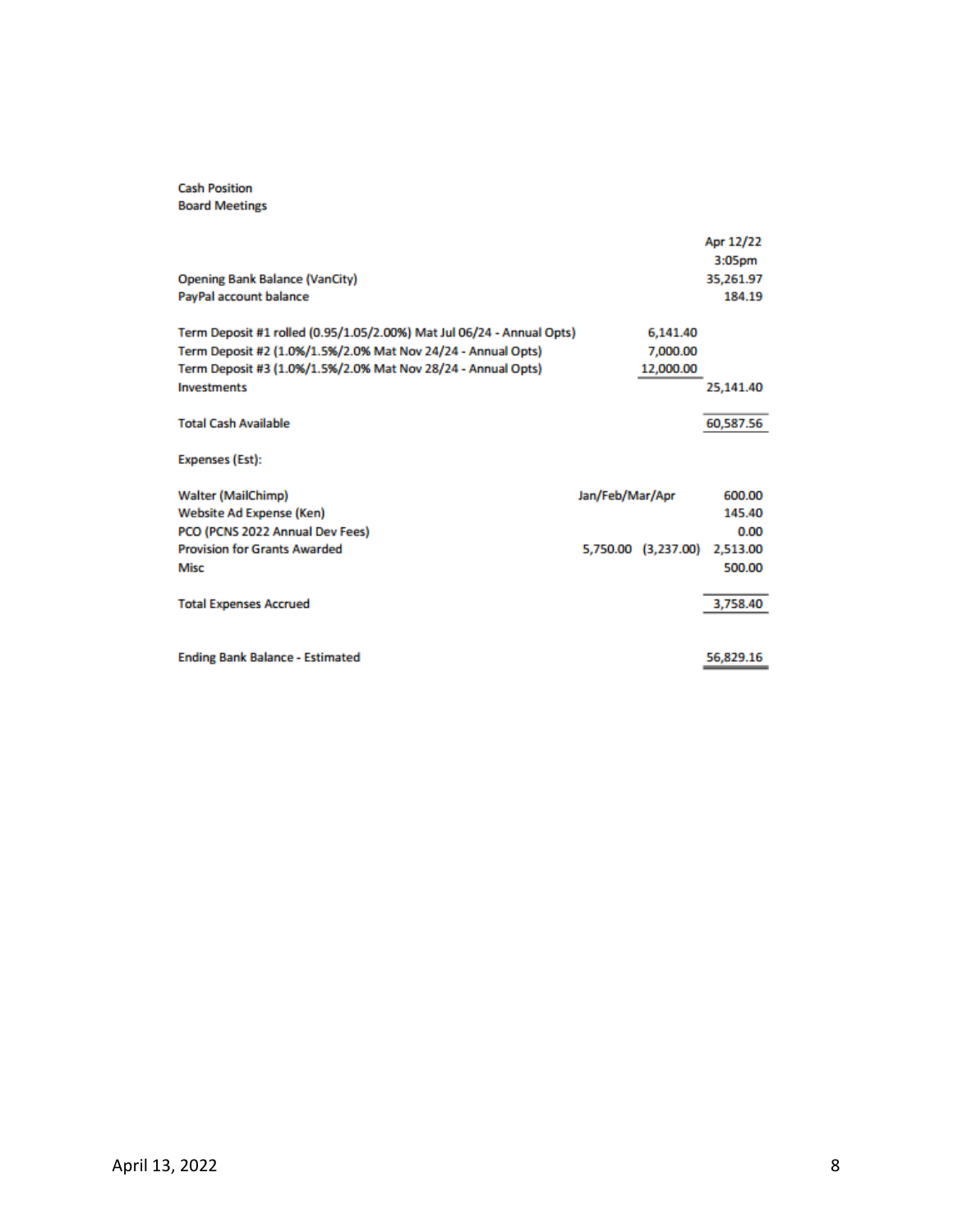Cash Position
Board Meetings

| | | | |
|---|---|---|---|
| | | | Apr 12/22 3:05pm |
| Opening Bank Balance (VanCity) | | | 35,261.97 |
| PayPal account balance | | | 184.19 |
| Term Deposit #1 rolled (0.95/1.05/2.00%) Mat Jul 06/24 - Annual Opts) | | 6,141.40 | |
| Term Deposit #2 (1.0%/1.5%/2.0% Mat Nov 24/24 - Annual Opts) | | 7,000.00 | |
| Term Deposit #3 (1.0%/1.5%/2.0% Mat Nov 28/24 - Annual Opts) | | 12,000.00 | |
| Investments | | | 25,141.40 |
| Total Cash Available | | | 60,587.56 |
| Expenses (Est): | | | |
| Walter (MailChimp) | Jan/Feb/Mar/Apr | | 600.00 |
| Website Ad Expense (Ken) | | | 145.40 |
| PCO (PCNS 2022 Annual Dev Fees) | | | 0.00 |
| Provision for Grants Awarded | 5,750.00 | (3,237.00) | 2,513.00 |
| Misc | | | 500.00 |
| Total Expenses Accrued | | | 3,758.40 |
| Ending Bank Balance - Estimated | | | 56,829.16 |

April 13, 2022